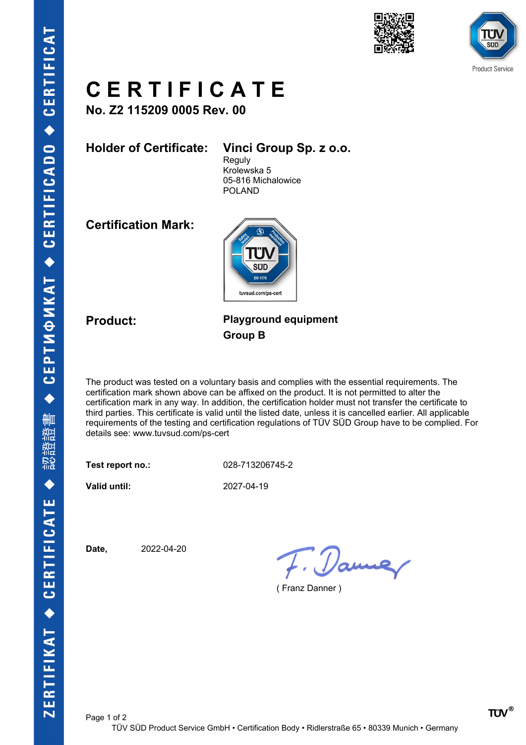# CERTIFICATE

**No. Z2 115209 0005 Rev. 00**

**Holder of Certificate:** **Vinci Group Sp. z o.o.**
Reguly
Krolewska 5
05-816 Michalowice
POLAND

**Certification Mark:**

**Product:** **Playground equipment**
**Group B**

The product was tested on a voluntary basis and complies with the essential requirements. The certification mark shown above can be affixed on the product. It is not permitted to alter the certification mark in any way. In addition, the certification holder must not transfer the certificate to third parties. This certificate is valid until the listed date, unless it is cancelled earlier. All applicable requirements of the testing and certification regulations of TÜV SÜD Group have to be complied. For details see: www.tuvsud.com/ps-cert

**Test report no.:** 028-713206745-2

**Valid until:** 2027-04-19

**Date,** 2022-04-20

( Franz Danner )

TÜV SÜD Product Service GmbH • Certification Body • Ridlerstraße 65 • 80339 Munich • Germany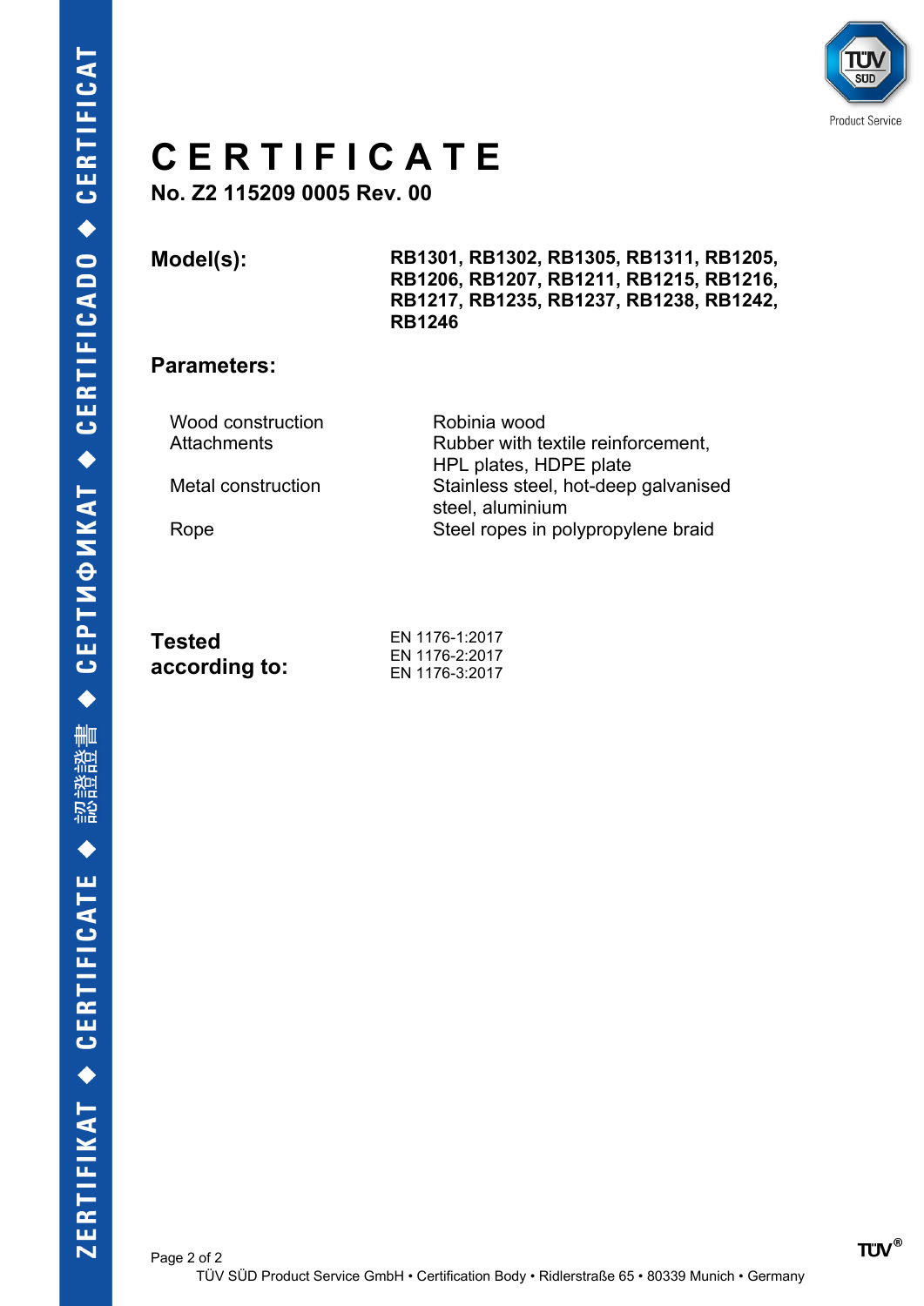# CERTIFICATE

**No. Z2 115209 0005 Rev. 00**

**Model(s):** **RB1301, RB1302, RB1305, RB1311, RB1205, RB1206, RB1207, RB1211, RB1215, RB1216, RB1217, RB1235, RB1237, RB1238, RB1242, RB1246**

**Parameters:**

| | |
|---|---|
| Wood construction | Robinia wood |
| Attachments | Rubber with textile reinforcement, HPL plates, HDPE plate |
| Metal construction | Stainless steel, hot-deep galvanised steel, aluminium |
| Rope | Steel ropes in polypropylene braid |

**Tested according to:**

EN 1176-1:2017
EN 1176-2:2017
EN 1176-3:2017

TÜV SÜD Product Service GmbH • Certification Body • Ridlerstraße 65 • 80339 Munich • Germany